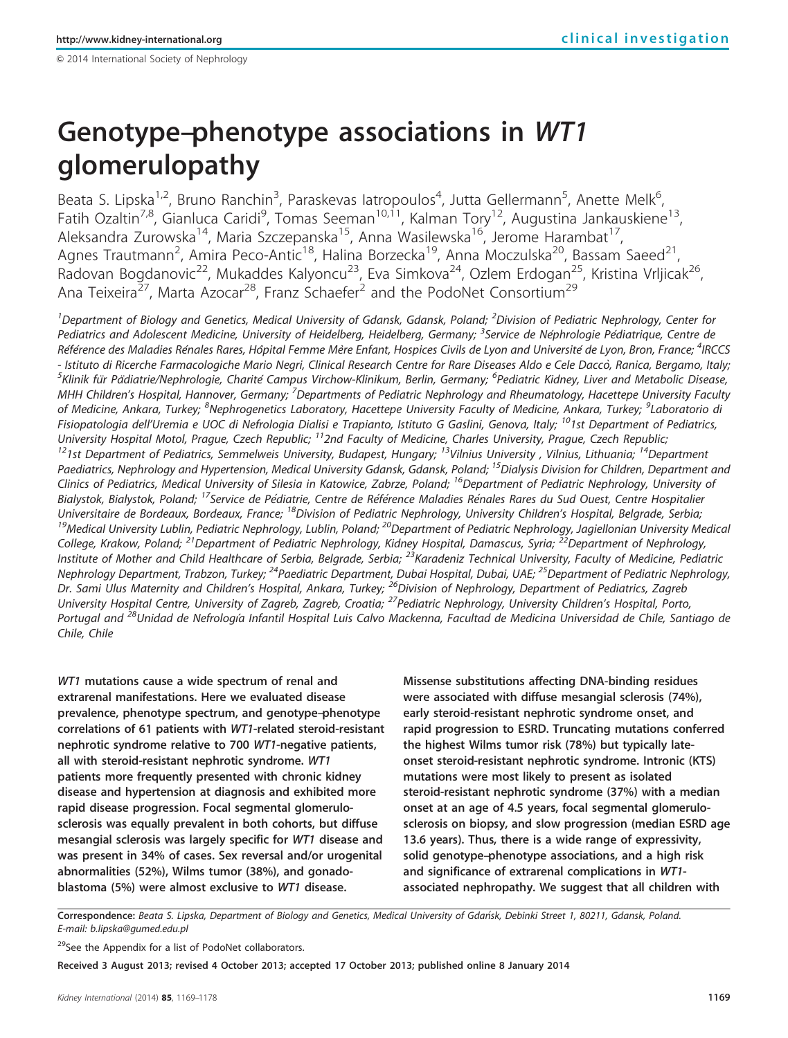# Genotype–phenotype associations in *WT1* glomerulopathy

Beata S. Lipska[1,2], Bruno Ranchin[3], Paraskevas Iatropoulos[4], Jutta Gellermann[5], Anette Melk[6], Fatih Ozaltin[7,8], Gianluca Caridi[9], Tomas Seeman[10,11], Kalman Tory[12], Augustina Jankauskiene[13], Aleksandra Zurowska[14], Maria Szczepanska[15], Anna Wasilewska[16], Jerome Harambat[17], Agnes Trautmann[2], Amira Peco-Antic[18], Halina Borzecka[19], Anna Moczulska[20], Bassam Saeed[21], Radovan Bogdanovic[22], Mukaddes Kalyoncu[23], Eva Simkova[24], Ozlem Erdogan[25], Kristina Vrljicak[26], Ana Teixeira[27], Marta Azocar[28], Franz Schaefer[2] and the PodoNet Consortium[29]

[1]Department of Biology and Genetics, Medical University of Gdansk, Gdansk, Poland; [2]Division of Pediatric Nephrology, Center for Pediatrics and Adolescent Medicine, University of Heidelberg, Heidelberg, Germany; [3]Service de Néphrologie Pédiatrique, Centre de Référence des Maladies Rénales Rares, Hôpital Femme Mère Enfant, Hospices Civils de Lyon and Université de Lyon, Bron, France; [4]IRCCS - Istituto di Ricerche Farmacologiche Mario Negri, Clinical Research Centre for Rare Diseases Aldo e Cele Daccò, Ranica, Bergamo, Italy; [5]Klinik für Pädiatrie/Nephrologie, Charité Campus Virchow-Klinikum, Berlin, Germany; [6]Pediatric Kidney, Liver and Metabolic Disease, MHH Children's Hospital, Hannover, Germany; [7]Departments of Pediatric Nephrology and Rheumatology, Hacettepe University Faculty of Medicine, Ankara, Turkey; [8]Nephrogenetics Laboratory, Hacettepe University Faculty of Medicine, Ankara, Turkey; [9]Laboratorio di Fisiopatologia dell'Uremia e UOC di Nefrologia Dialisi e Trapianto, Istituto G Gaslini, Genova, Italy; [10]1st Department of Pediatrics, University Hospital Motol, Prague, Czech Republic; [11]2nd Faculty of Medicine, Charles University, Prague, Czech Republic; [12]1st Department of Pediatrics, Semmelweis University, Budapest, Hungary; [13]Vilnius University, Vilnius, Lithuania; [14]Department Paediatrics, Nephrology and Hypertension, Medical University Gdansk, Gdansk, Poland; [15]Dialysis Division for Children, Department and Clinics of Pediatrics, Medical University of Silesia in Katowice, Zabrze, Poland; [16]Department of Pediatric Nephrology, University of Bialystok, Bialystok, Poland; [17]Service de Pédiatrie, Centre de Référence Maladies Rénales Rares du Sud Ouest, Centre Hospitalier Universitaire de Bordeaux, Bordeaux, France; [18]Division of Pediatric Nephrology, University Children's Hospital, Belgrade, Serbia; [19]Medical University Lublin, Pediatric Nephrology, Lublin, Poland; [20]Department of Pediatric Nephrology, Jagiellonian University Medical College, Krakow, Poland; [21]Department of Pediatric Nephrology, Kidney Hospital, Damascus, Syria; [22]Department of Nephrology, Institute of Mother and Child Healthcare of Serbia, Belgrade, Serbia; [23]Karadeniz Technical University, Faculty of Medicine, Pediatric Nephrology Department, Trabzon, Turkey; [24]Paediatric Department, Dubai Hospital, Dubai, UAE; [25]Department of Pediatric Nephrology, Dr. Sami Ulus Maternity and Children's Hospital, Ankara, Turkey; [26]Division of Nephrology, Department of Pediatrics, Zagreb University Hospital Centre, University of Zagreb, Zagreb, Croatia; [27]Pediatric Nephrology, University Children's Hospital, Porto, Portugal and [28]Unidad de Nefrología Infantil Hospital Luis Calvo Mackenna, Facultad de Medicina Universidad de Chile, Santiago de Chile, Chile

***WT1*** **mutations cause a wide spectrum of renal and extrarenal manifestations. Here we evaluated disease prevalence, phenotype spectrum, and genotype–phenotype correlations of 61 patients with** ***WT1*****-related steroid-resistant nephrotic syndrome relative to 700** ***WT1*****-negative patients, all with steroid-resistant nephrotic syndrome.** ***WT1*** **patients more frequently presented with chronic kidney disease and hypertension at diagnosis and exhibited more rapid disease progression. Focal segmental glomerulosclerosis was equally prevalent in both cohorts, but diffuse mesangial sclerosis was largely specific for** ***WT1*** **disease and was present in 34% of cases. Sex reversal and/or urogenital abnormalities (52%), Wilms tumor (38%), and gonadoblastoma (5%) were almost exclusive to** ***WT1*** **disease. Missense substitutions affecting DNA-binding residues were associated with diffuse mesangial sclerosis (74%), early steroid-resistant nephrotic syndrome onset, and rapid progression to ESRD. Truncating mutations conferred the highest Wilms tumor risk (78%) but typically late-onset steroid-resistant nephrotic syndrome. Intronic (KTS) mutations were most likely to present as isolated steroid-resistant nephrotic syndrome (37%) with a median onset at an age of 4.5 years, focal segmental glomerulosclerosis on biopsy, and slow progression (median ESRD age 13.6 years). Thus, there is a wide range of expressivity, solid genotype–phenotype associations, and a high risk and significance of extrarenal complications in** ***WT1*****-associated nephropathy. We suggest that all children with**

Correspondence: *Beata S. Lipska, Department of Biology and Genetics, Medical University of Gdańsk, Debinki Street 1, 80211, Gdansk, Poland. E-mail: b.lipska@gumed.edu.pl*

[29]See the Appendix for a list of PodoNet collaborators.

**Received 3 August 2013; revised 4 October 2013; accepted 17 October 2013; published online 8 January 2014**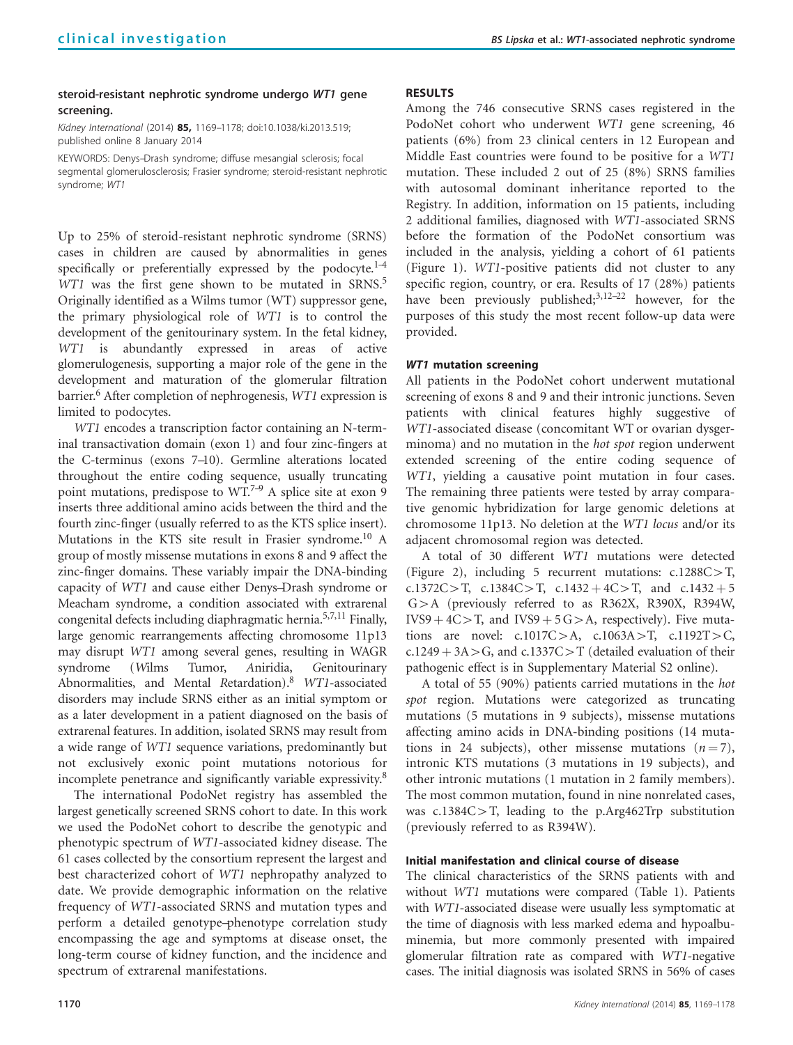steroid-resistant nephrotic syndrome undergo *WT1* gene screening.

*Kidney International* (2014) **85,** 1169–1178; doi:10.1038/ki.2013.519; published online 8 January 2014

KEYWORDS: Denys–Drash syndrome; diffuse mesangial sclerosis; focal segmental glomerulosclerosis; Frasier syndrome; steroid-resistant nephrotic syndrome; *WT1*

Up to 25% of steroid-resistant nephrotic syndrome (SRNS) cases in children are caused by abnormalities in genes specifically or preferentially expressed by the podocyte.[1–4] *WT1* was the first gene shown to be mutated in SRNS.[5] Originally identified as a Wilms tumor (WT) suppressor gene, the primary physiological role of *WT1* is to control the development of the genitourinary system. In the fetal kidney, *WT1* is abundantly expressed in areas of active glomerulogenesis, supporting a major role of the gene in the development and maturation of the glomerular filtration barrier.[6] After completion of nephrogenesis, *WT1* expression is limited to podocytes.

*WT1* encodes a transcription factor containing an N-terminal transactivation domain (exon 1) and four zinc-fingers at the C-terminus (exons 7–10). Germline alterations located throughout the entire coding sequence, usually truncating point mutations, predispose to WT.[7–9] A splice site at exon 9 inserts three additional amino acids between the third and the fourth zinc-finger (usually referred to as the KTS splice insert). Mutations in the KTS site result in Frasier syndrome.[10] A group of mostly missense mutations in exons 8 and 9 affect the zinc-finger domains. These variably impair the DNA-binding capacity of *WT1* and cause either Denys–Drash syndrome or Meacham syndrome, a condition associated with extrarenal congenital defects including diaphragmatic hernia.[5,7,11] Finally, large genomic rearrangements affecting chromosome 11p13 may disrupt *WT1* among several genes, resulting in WAGR syndrome (*W*ilms Tumor, *A*niridia, *G*enitourinary Abnormalities, and Mental *R*etardation).[8] *WT1*-associated disorders may include SRNS either as an initial symptom or as a later development in a patient diagnosed on the basis of extrarenal features. In addition, isolated SRNS may result from a wide range of *WT1* sequence variations, predominantly but not exclusively exonic point mutations notorious for incomplete penetrance and significantly variable expressivity.[8]

The international PodoNet registry has assembled the largest genetically screened SRNS cohort to date. In this work we used the PodoNet cohort to describe the genotypic and phenotypic spectrum of *WT1*-associated kidney disease. The 61 cases collected by the consortium represent the largest and best characterized cohort of *WT1* nephropathy analyzed to date. We provide demographic information on the relative frequency of *WT1*-associated SRNS and mutation types and perform a detailed genotype–phenotype correlation study encompassing the age and symptoms at disease onset, the long-term course of kidney function, and the incidence and spectrum of extrarenal manifestations.

## RESULTS

Among the 746 consecutive SRNS cases registered in the PodoNet cohort who underwent *WT1* gene screening, 46 patients (6%) from 23 clinical centers in 12 European and Middle East countries were found to be positive for a *WT1* mutation. These included 2 out of 25 (8%) SRNS families with autosomal dominant inheritance reported to the Registry. In addition, information on 15 patients, including 2 additional families, diagnosed with *WT1*-associated SRNS before the formation of the PodoNet consortium was included in the analysis, yielding a cohort of 61 patients (Figure 1). *WT1*-positive patients did not cluster to any specific region, country, or era. Results of 17 (28%) patients have been previously published;[3,12–22] however, for the purposes of this study the most recent follow-up data were provided.

### *WT1* mutation screening

All patients in the PodoNet cohort underwent mutational screening of exons 8 and 9 and their intronic junctions. Seven patients with clinical features highly suggestive of *WT1*-associated disease (concomitant WT or ovarian dysgerminoma) and no mutation in the *hot spot* region underwent extended screening of the entire coding sequence of *WT1*, yielding a causative point mutation in four cases. The remaining three patients were tested by array comparative genomic hybridization for large genomic deletions at chromosome 11p13. No deletion at the *WT1 locus* and/or its adjacent chromosomal region was detected.

A total of 30 different *WT1* mutations were detected (Figure 2), including 5 recurrent mutations: c.1288C>T, c.1372C>T, c.1384C>T, c.1432+4C>T, and c.1432+5G>A (previously referred to as R362X, R390X, R394W, IVS9+4C>T, and IVS9+5G>A, respectively). Five mutations are novel: c.1017C>A, c.1063A>T, c.1192T>C, c.1249+3A>G, and c.1337C>T (detailed evaluation of their pathogenic effect is in Supplementary Material S2 online).

A total of 55 (90%) patients carried mutations in the *hot spot* region. Mutations were categorized as truncating mutations (5 mutations in 9 subjects), missense mutations affecting amino acids in DNA-binding positions (14 mutations in 24 subjects), other missense mutations ($n=7$), intronic KTS mutations (3 mutations in 19 subjects), and other intronic mutations (1 mutation in 2 family members). The most common mutation, found in nine nonrelated cases, was c.1384C>T, leading to the p.Arg462Trp substitution (previously referred to as R394W).

### Initial manifestation and clinical course of disease

The clinical characteristics of the SRNS patients with and without *WT1* mutations were compared (Table 1). Patients with *WT1*-associated disease were usually less symptomatic at the time of diagnosis with less marked edema and hypoalbuminemia, but more commonly presented with impaired glomerular filtration rate as compared with *WT1*-negative cases. The initial diagnosis was isolated SRNS in 56% of cases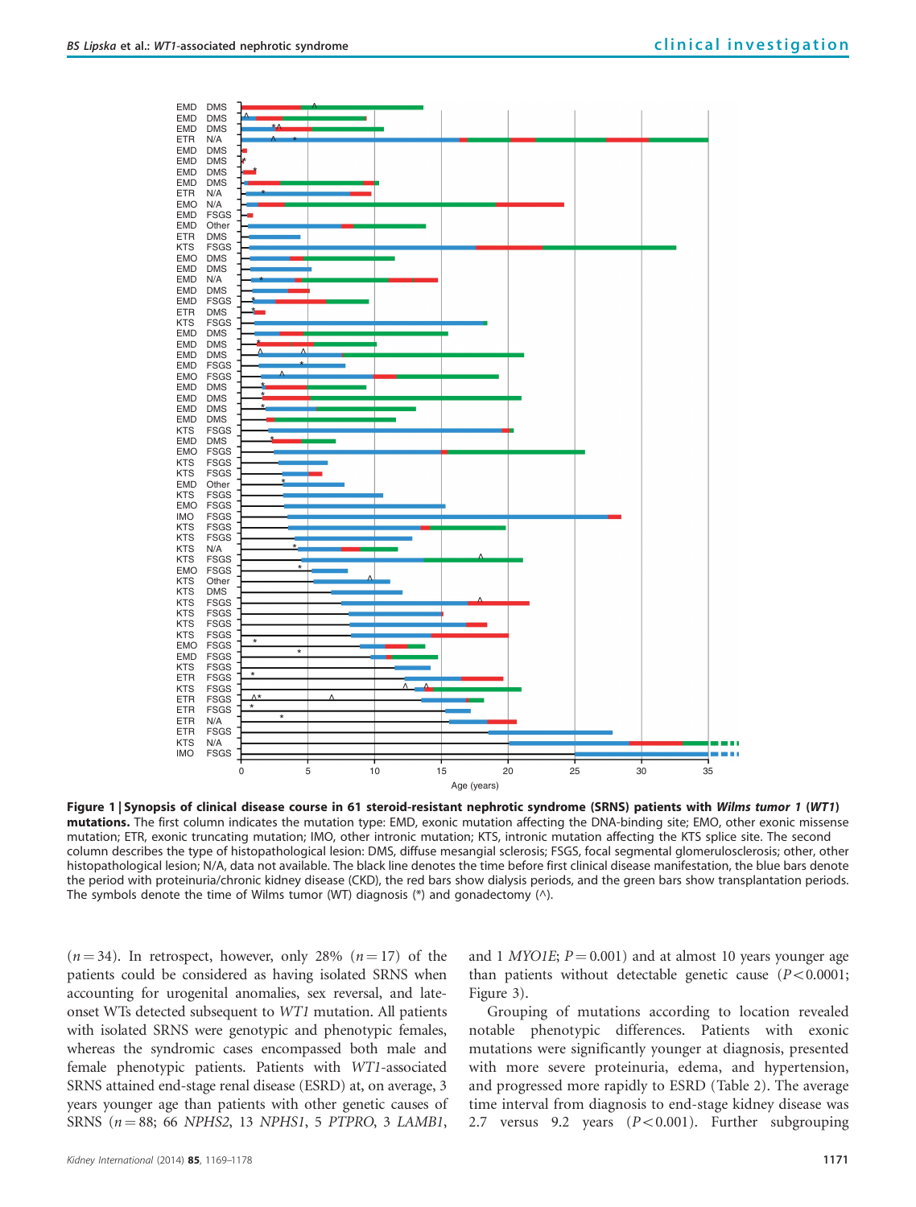**Figure 1 | Synopsis of clinical disease course in 61 steroid-resistant nephrotic syndrome (SRNS) patients with *Wilms tumor 1* (*WT1*) mutations.** The first column indicates the mutation type: EMD, exonic mutation affecting the DNA-binding site; EMO, other exonic missense mutation; ETR, exonic truncating mutation; IMO, other intronic mutation; KTS, intronic mutation affecting the KTS splice site. The second column describes the type of histopathological lesion: DMS, diffuse mesangial sclerosis; FSGS, focal segmental glomerulosclerosis; other, other histopathological lesion; N/A, data not available. The black line denotes the time before first clinical disease manifestation, the blue bars denote the period with proteinuria/chronic kidney disease (CKD), the red bars show dialysis periods, and the green bars show transplantation periods. The symbols denote the time of Wilms tumor (WT) diagnosis (*) and gonadectomy (^).

($n = 34$). In retrospect, however, only 28% ($n = 17$) of the patients could be considered as having isolated SRNS when accounting for urogenital anomalies, sex reversal, and late-onset WTs detected subsequent to *WT1* mutation. All patients with isolated SRNS were genotypic and phenotypic females, whereas the syndromic cases encompassed both male and female phenotypic patients. Patients with *WT1*-associated SRNS attained end-stage renal disease (ESRD) at, on average, 3 years younger age than patients with other genetic causes of SRNS ($n = 88$; 66 *NPHS2*, 13 *NPHS1*, 5 *PTPRO*, 3 *LAMB1*, and 1 *MYO1E*; $P = 0.001$) and at almost 10 years younger age than patients without detectable genetic cause ($P < 0.0001$; Figure 3).

Grouping of mutations according to location revealed notable phenotypic differences. Patients with exonic mutations were significantly younger at diagnosis, presented with more severe proteinuria, edema, and hypertension, and progressed more rapidly to ESRD (Table 2). The average time interval from diagnosis to end-stage kidney disease was 2.7 versus 9.2 years ($P < 0.001$). Further subgrouping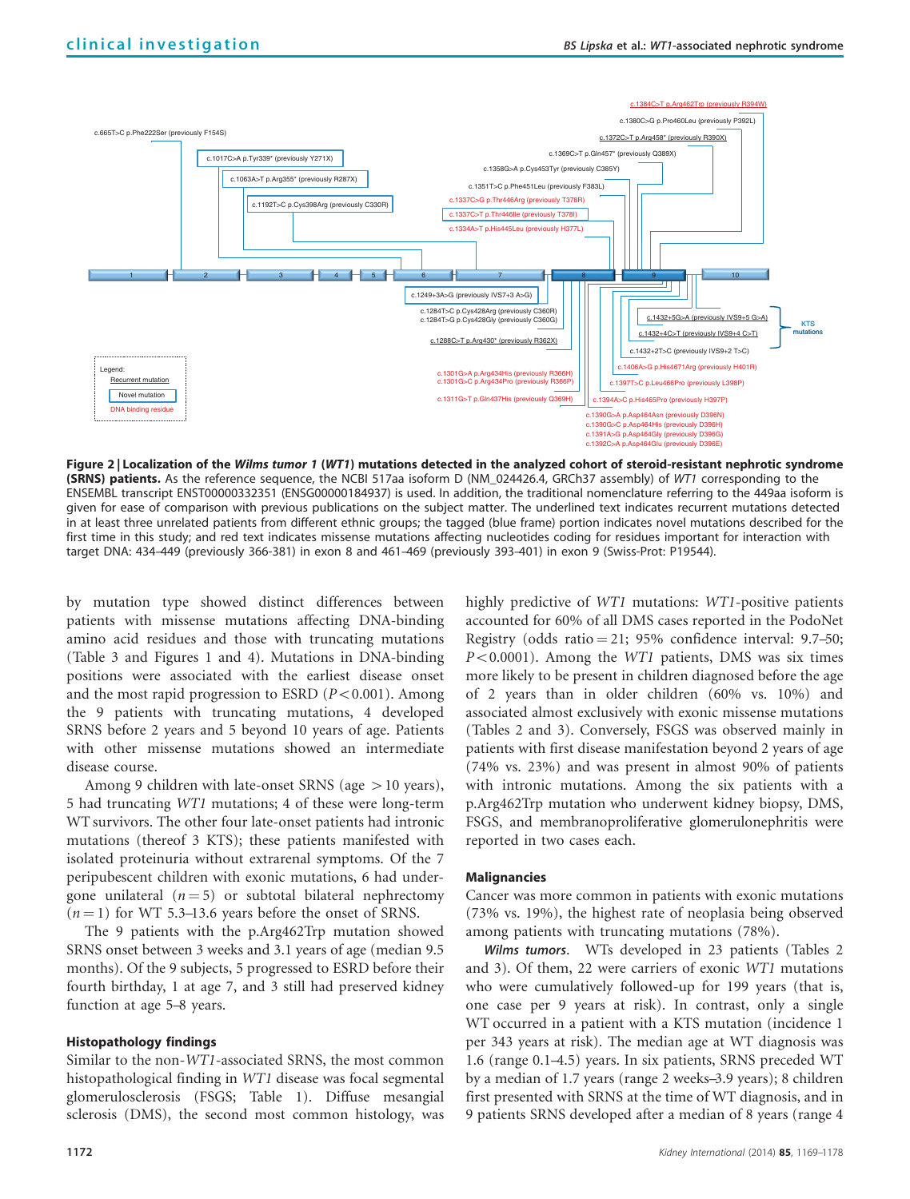c.665T>C p.Phe222Ser (previously F154S)

c.1017C>A p.Tyr339* (previously Y271X)

c.1063A>T p.Arg355* (previously R287X)

c.1192T>C p.Cys398Arg (previously C330R)

c.1384C>T p.Arg462Trp (previously R394W)

c.1380C>G p.Pro460Leu (previously P392L)

c.1372C>T p.Arg458* (previously R390X)

c.1369C>T p.Gln457* (previously Q389X)

c.1358G>A p.Cys453Tyr (previously C385Y)

c.1351T>C p.Phe451Leu (previously F383L)

c.1337C>G p.Thr446Arg (previously T378R)

c.1337C>T p.Thr446Ile (previously T378I)

c.1334A>T p.His445Leu (previously H377L)

1 2 3 4 5 6 7 8 9 10

c.1249+3A>G (previously IVS7+3 A>G)

c.1284T>C p.Cys428Arg (previously C360R)
c.1284T>G p.Cys428Gly (previously C360G)

c.1288C>T p.Arg430* (previously R362X)

c.1301G>A p.Arg434His (previously R366H)
c.1301G>C p.Arg434Pro (previously R366P)

c.1311G>T p.Gln437His (previously Q369H)

c.1432+5G>A (previously IVS9+5 G>A)
c.1432+4C>T (previously IVS9+4 C>T)
KTS mutations

c.1432+2T>C (previously IVS9+2 T>C)

c.1406A>G p.His4671Arg (previously H401R)

c.1397T>C p.Leu466Pro (previously L398P)

c.1394A>C p.His465Pro (previously H397P)

c.1390G>A p.Asp464Asn (previously D396N)
c.1390G>C p.Asp464His (previously D396H)
c.1391A>G p.Asp464Gly (previously D396G)
c.1392C>A p.Asp464Glu (previously D396E)

Legend:
Recurrent mutation
Novel mutation
DNA binding residue

**Figure 2 | Localization of the *Wilms tumor 1* (*WT1*) mutations detected in the analyzed cohort of steroid-resistant nephrotic syndrome (SRNS) patients.** As the reference sequence, the NCBI 517aa isoform D (NM_024426.4, GRCh37 assembly) of *WT1* corresponding to the ENSEMBL transcript ENST00000332351 (ENSG00000184937) is used. In addition, the traditional nomenclature referring to the 449aa isoform is given for ease of comparison with previous publications on the subject matter. The underlined text indicates recurrent mutations detected in at least three unrelated patients from different ethnic groups; the tagged (blue frame) portion indicates novel mutations described for the first time in this study; and red text indicates missense mutations affecting nucleotides coding for residues important for interaction with target DNA: 434–449 (previously 366-381) in exon 8 and 461–469 (previously 393–401) in exon 9 (Swiss-Prot: P19544).

by mutation type showed distinct differences between patients with missense mutations affecting DNA-binding amino acid residues and those with truncating mutations (Table 3 and Figures 1 and 4). Mutations in DNA-binding positions were associated with the earliest disease onset and the most rapid progression to ESRD ($P<0.001$). Among the 9 patients with truncating mutations, 4 developed SRNS before 2 years and 5 beyond 10 years of age. Patients with other missense mutations showed an intermediate disease course.

Among 9 children with late-onset SRNS (age >10 years), 5 had truncating *WT1* mutations; 4 of these were long-term WT survivors. The other four late-onset patients had intronic mutations (thereof 3 KTS); these patients manifested with isolated proteinuria without extrarenal symptoms. Of the 7 peripubescent children with exonic mutations, 6 had undergone unilateral ($n=5$) or subtotal bilateral nephrectomy ($n=1$) for WT 5.3–13.6 years before the onset of SRNS.

The 9 patients with the p.Arg462Trp mutation showed SRNS onset between 3 weeks and 3.1 years of age (median 9.5 months). Of the 9 subjects, 5 progressed to ESRD before their fourth birthday, 1 at age 7, and 3 still had preserved kidney function at age 5–8 years.

### Histopathology findings

Similar to the non-*WT1*-associated SRNS, the most common histopathological finding in *WT1* disease was focal segmental glomerulosclerosis (FSGS; Table 1). Diffuse mesangial sclerosis (DMS), the second most common histology, was highly predictive of *WT1* mutations: *WT1*-positive patients accounted for 60% of all DMS cases reported in the PodoNet Registry (odds ratio = 21; 95% confidence interval: 9.7–50; $P<0.0001$). Among the *WT1* patients, DMS was six times more likely to be present in children diagnosed before the age of 2 years than in older children (60% vs. 10%) and associated almost exclusively with exonic missense mutations (Tables 2 and 3). Conversely, FSGS was observed mainly in patients with first disease manifestation beyond 2 years of age (74% vs. 23%) and was present in almost 90% of patients with intronic mutations. Among the six patients with a p.Arg462Trp mutation who underwent kidney biopsy, DMS, FSGS, and membranoproliferative glomerulonephritis were reported in two cases each.

### Malignancies

Cancer was more common in patients with exonic mutations (73% vs. 19%), the highest rate of neoplasia being observed among patients with truncating mutations (78%).

*Wilms tumors*. WTs developed in 23 patients (Tables 2 and 3). Of them, 22 were carriers of exonic *WT1* mutations who were cumulatively followed-up for 199 years (that is, one case per 9 years at risk). In contrast, only a single WT occurred in a patient with a KTS mutation (incidence 1 per 343 years at risk). The median age at WT diagnosis was 1.6 (range 0.1–4.5) years. In six patients, SRNS preceded WT by a median of 1.7 years (range 2 weeks–3.9 years); 8 children first presented with SRNS at the time of WT diagnosis, and in 9 patients SRNS developed after a median of 8 years (range 4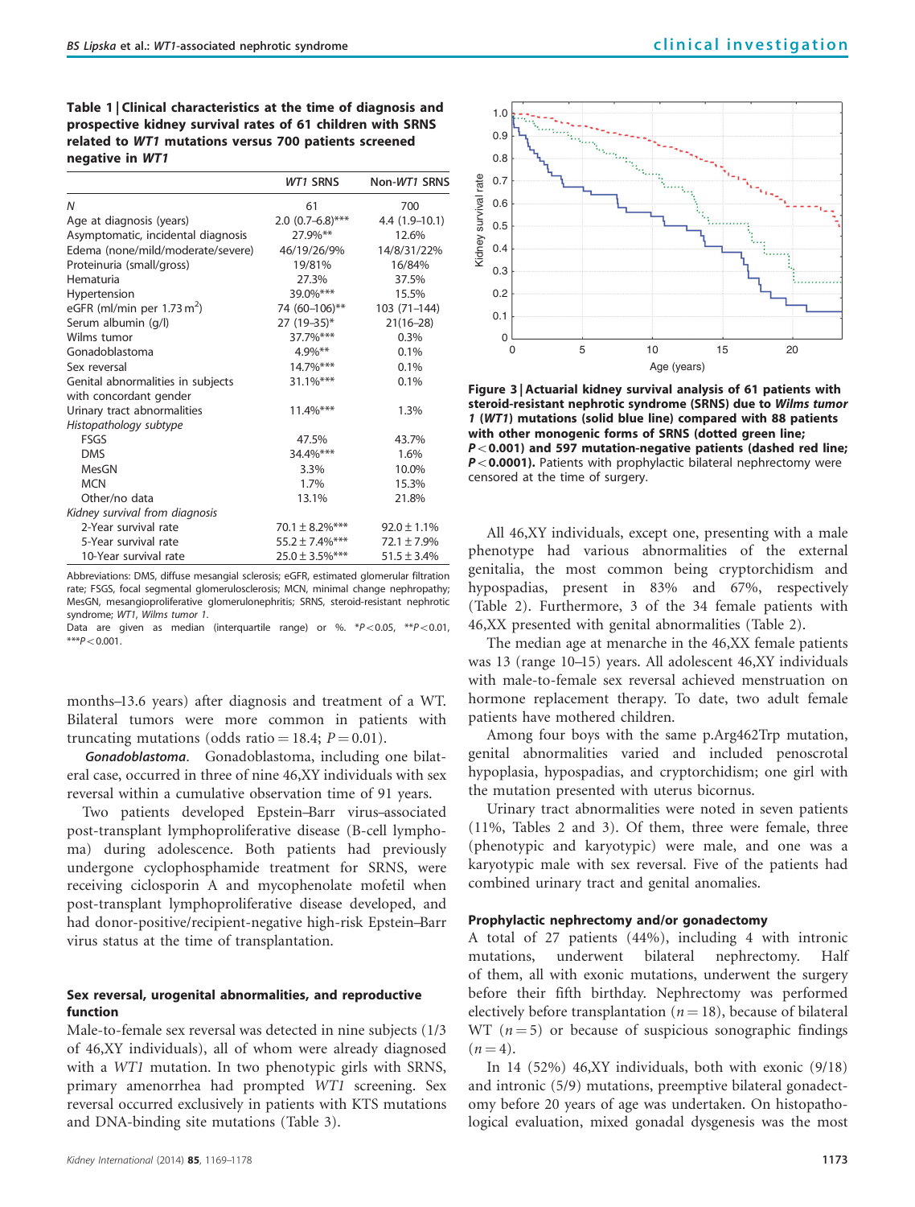**Table 1 | Clinical characteristics at the time of diagnosis and prospective kidney survival rates of 61 children with SRNS related to *WT1* mutations versus 700 patients screened negative in *WT1***

| | *WT1* SRNS | Non-*WT1* SRNS |
|---|---|---|
| *N* | 61 | 700 |
| Age at diagnosis (years) | 2.0 (0.7–6.8)*** | 4.4 (1.9–10.1) |
| Asymptomatic, incidental diagnosis | 27.9%** | 12.6% |
| Edema (none/mild/moderate/severe) | 46/19/26/9% | 14/8/31/22% |
| Proteinuria (small/gross) | 19/81% | 16/84% |
| Hematuria | 27.3% | 37.5% |
| Hypertension | 39.0%*** | 15.5% |
| eGFR (ml/min per 1.73 $m^2$) | 74 (60–106)** | 103 (71–144) |
| Serum albumin (g/l) | 27 (19–35)* | 21(16–28) |
| Wilms tumor | 37.7%*** | 0.3% |
| Gonadoblastoma | 4.9%** | 0.1% |
| Sex reversal | 14.7%*** | 0.1% |
| Genital abnormalities in subjects with concordant gender | 31.1%*** | 0.1% |
| Urinary tract abnormalities | 11.4%*** | 1.3% |
| *Histopathology subtype* | | |
| FSGS | 47.5% | 43.7% |
| DMS | 34.4%*** | 1.6% |
| MesGN | 3.3% | 10.0% |
| MCN | 1.7% | 15.3% |
| Other/no data | 13.1% | 21.8% |
| *Kidney survival from diagnosis* | | |
| 2-Year survival rate | 70.1 ± 8.2%*** | 92.0 ± 1.1% |
| 5-Year survival rate | 55.2 ± 7.4%*** | 72.1 ± 7.9% |
| 10-Year survival rate | 25.0 ± 3.5%*** | 51.5 ± 3.4% |

Abbreviations: DMS, diffuse mesangial sclerosis; eGFR, estimated glomerular filtration rate; FSGS, focal segmental glomerulosclerosis; MCN, minimal change nephropathy; MesGN, mesangioproliferative glomerulonephritis; SRNS, steroid-resistant nephrotic syndrome; WT1, Wilms tumor 1.

Data are given as median (interquartile range) or %. *$P<0.05$, **$P<0.01$, ***$P<0.001$.

months–13.6 years) after diagnosis and treatment of a WT. Bilateral tumors were more common in patients with truncating mutations (odds ratio = 18.4; $P = 0.01$).

*Gonadoblastoma.* Gonadoblastoma, including one bilateral case, occurred in three of nine 46,XY individuals with sex reversal within a cumulative observation time of 91 years.

Two patients developed Epstein–Barr virus–associated post-transplant lymphoproliferative disease (B-cell lymphoma) during adolescence. Both patients had previously undergone cyclophosphamide treatment for SRNS, were receiving ciclosporin A and mycophenolate mofetil when post-transplant lymphoproliferative disease developed, and had donor-positive/recipient-negative high-risk Epstein–Barr virus status at the time of transplantation.

### Sex reversal, urogenital abnormalities, and reproductive function

Male-to-female sex reversal was detected in nine subjects (1/3 of 46,XY individuals), all of whom were already diagnosed with a *WT1* mutation. In two phenotypic girls with SRNS, primary amenorrhea had prompted *WT1* screening. Sex reversal occurred exclusively in patients with KTS mutations and DNA-binding site mutations (Table 3).

**Figure 3 | Actuarial kidney survival analysis of 61 patients with steroid-resistant nephrotic syndrome (SRNS) due to *Wilms tumor 1* (*WT1*) mutations (solid blue line) compared with 88 patients with other monogenic forms of SRNS (dotted green line; $P<0.001$) and 597 mutation-negative patients (dashed red line; $P<0.0001$).** Patients with prophylactic bilateral nephrectomy were censored at the time of surgery.

All 46,XY individuals, except one, presenting with a male phenotype had various abnormalities of the external genitalia, the most common being cryptorchidism and hypospadias, present in 83% and 67%, respectively (Table 2). Furthermore, 3 of the 34 female patients with 46,XX presented with genital abnormalities (Table 2).

The median age at menarche in the 46,XX female patients was 13 (range 10–15) years. All adolescent 46,XY individuals with male-to-female sex reversal achieved menstruation on hormone replacement therapy. To date, two adult female patients have mothered children.

Among four boys with the same p.Arg462Trp mutation, genital abnormalities varied and included penoscrotal hypoplasia, hypospadias, and cryptorchidism; one girl with the mutation presented with uterus bicornus.

Urinary tract abnormalities were noted in seven patients (11%, Tables 2 and 3). Of them, three were female, three (phenotypic and karyotypic) were male, and one was a karyotypic male with sex reversal. Five of the patients had combined urinary tract and genital anomalies.

### Prophylactic nephrectomy and/or gonadectomy

A total of 27 patients (44%), including 4 with intronic mutations, underwent bilateral nephrectomy. Half of them, all with exonic mutations, underwent the surgery before their fifth birthday. Nephrectomy was performed electively before transplantation ($n = 18$), because of bilateral WT ($n = 5$) or because of suspicious sonographic findings ($n = 4$).

In 14 (52%) 46,XY individuals, both with exonic (9/18) and intronic (5/9) mutations, preemptive bilateral gonadectomy before 20 years of age was undertaken. On histopathological evaluation, mixed gonadal dysgenesis was the most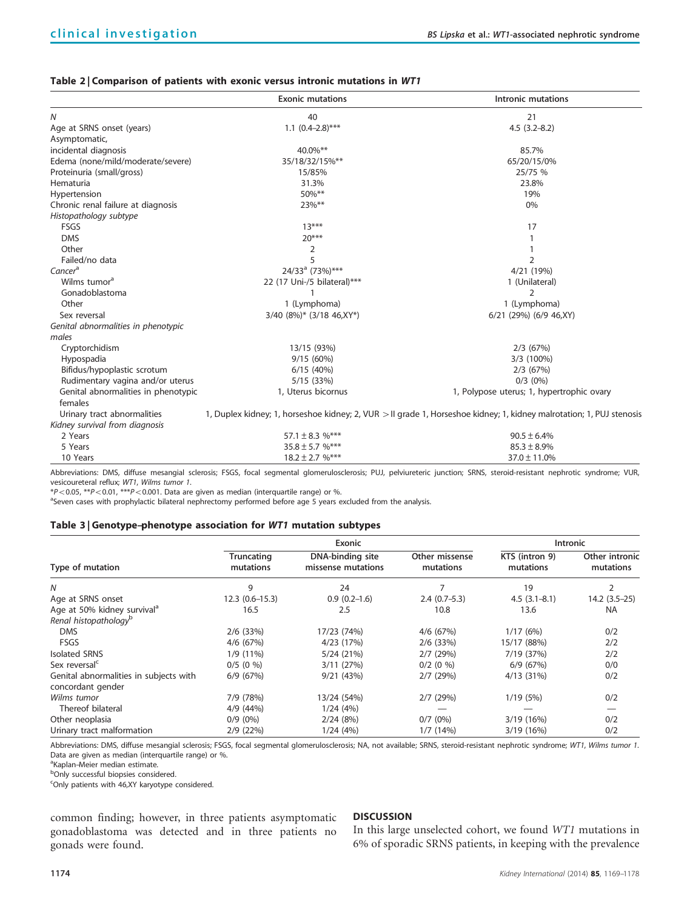**Table 2 | Comparison of patients with exonic versus intronic mutations in *WT1***

| | Exonic mutations | Intronic mutations |
|---|---|---|
| *N* | 40 | 21 |
| Age at SRNS onset (years) | 1.1 (0.4–2.8)*** | 4.5 (3.2–8.2) |
| Asymptomatic, incidental diagnosis | 40.0%** | 85.7% |
| Edema (none/mild/moderate/severe) | 35/18/32/15%** | 65/20/15/0% |
| Proteinuria (small/gross) | 15/85% | 25/75 % |
| Hematuria | 31.3% | 23.8% |
| Hypertension | 50%** | 19% |
| Chronic renal failure at diagnosis | 23%** | 0% |
| *Histopathology subtype* | | |
| FSGS | 13*** | 17 |
| DMS | 20*** | 1 |
| Other | 2 | 1 |
| Failed/no data | 5 | 2 |
| *Cancer*[a] | 24/33[a] (73%)*** | 4/21 (19%) |
| Wilms tumor[a] | 22 (17 Uni-/5 bilateral)*** | 1 (Unilateral) |
| Gonadoblastoma | 1 | 2 |
| Other | 1 (Lymphoma) | 1 (Lymphoma) |
| Sex reversal | 3/40 (8%)* (3/18 46,XY*) | 6/21 (29%) (6/9 46,XY) |
| *Genital abnormalities in phenotypic males* | | |
| Cryptorchidism | 13/15 (93%) | 2/3 (67%) |
| Hypospadia | 9/15 (60%) | 3/3 (100%) |
| Bifidus/hypoplastic scrotum | 6/15 (40%) | 2/3 (67%) |
| Rudimentary vagina and/or uterus | 5/15 (33%) | 0/3 (0%) |
| Genital abnormalities in phenotypic females | 1, Uterus bicornus | 1, Polypose uterus; 1, hypertrophic ovary |
| Urinary tract abnormalities | 1, Duplex kidney; 1, horseshoe kidney; 2, VUR >II grade | 1, Horseshoe kidney; 1, kidney malrotation; 1, PUJ stenosis |
| *Kidney survival from diagnosis* | | |
| 2 Years | 57.1 ± 8.3 %*** | 90.5 ± 6.4% |
| 5 Years | 35.8 ± 5.7 %*** | 85.3 ± 8.9% |
| 10 Years | 18.2 ± 2.7 %*** | 37.0 ± 11.0% |

Abbreviations: DMS, diffuse mesangial sclerosis; FSGS, focal segmental glomerulosclerosis; PUJ, pelviureteric junction; SRNS, steroid-resistant nephrotic syndrome; VUR, vesicoureteral reflux; *WT1*, *Wilms tumor 1*.

*$P<0.05$, **$P<0.01$, ***$P<0.001$. Data are given as median (interquartile range) or %.

[a]Seven cases with prophylactic bilateral nephrectomy performed before age 5 years excluded from the analysis.

**Table 3 | Genotype–phenotype association for *WT1* mutation subtypes**

| | Exonic | | | Intronic | |
|---|---|---|---|---|---|
| Type of mutation | Truncating mutations | DNA-binding site missense mutations | Other missense mutations | KTS (intron 9) mutations | Other intronic mutations |
| *N* | 9 | 24 | 7 | 19 | 2 |
| Age at SRNS onset | 12.3 (0.6–15.3) | 0.9 (0.2–1.6) | 2.4 (0.7–5.3) | 4.5 (3.1–8.1) | 14.2 (3.5–25) |
| Age at 50% kidney survival[a] | 16.5 | 2.5 | 10.8 | 13.6 | NA |
| *Renal histopathology*[b] | | | | | |
| DMS | 2/6 (33%) | 17/23 (74%) | 4/6 (67%) | 1/17 (6%) | 0/2 |
| FSGS | 4/6 (67%) | 4/23 (17%) | 2/6 (33%) | 15/17 (88%) | 2/2 |
| Isolated SRNS | 1/9 (11%) | 5/24 (21%) | 2/7 (29%) | 7/19 (37%) | 2/2 |
| Sex reversal[c] | 0/5 (0 %) | 3/11 (27%) | 0/2 (0 %) | 6/9 (67%) | 0/0 |
| Genital abnormalities in subjects with concordant gender | 6/9 (67%) | 9/21 (43%) | 2/7 (29%) | 4/13 (31%) | 0/2 |
| *Wilms tumor* | 7/9 (78%) | 13/24 (54%) | 2/7 (29%) | 1/19 (5%) | 0/2 |
| Thereof bilateral | 4/9 (44%) | 1/24 (4%) | — | — | — |
| Other neoplasia | 0/9 (0%) | 2/24 (8%) | 0/7 (0%) | 3/19 (16%) | 0/2 |
| Urinary tract malformation | 2/9 (22%) | 1/24 (4%) | 1/7 (14%) | 3/19 (16%) | 0/2 |

Abbreviations: DMS, diffuse mesangial sclerosis; FSGS, focal segmental glomerulosclerosis; NA, not available; SRNS, steroid-resistant nephrotic syndrome; *WT1*, *Wilms tumor 1*. Data are given as median (interquartile range) or %.

[a]Kaplan–Meier median estimate.

[b]Only successful biopsies considered.

[c]Only patients with 46,XY karyotype considered.

common finding; however, in three patients asymptomatic gonadoblastoma was detected and in three patients no gonads were found.

## DISCUSSION

In this large unselected cohort, we found *WT1* mutations in 6% of sporadic SRNS patients, in keeping with the prevalence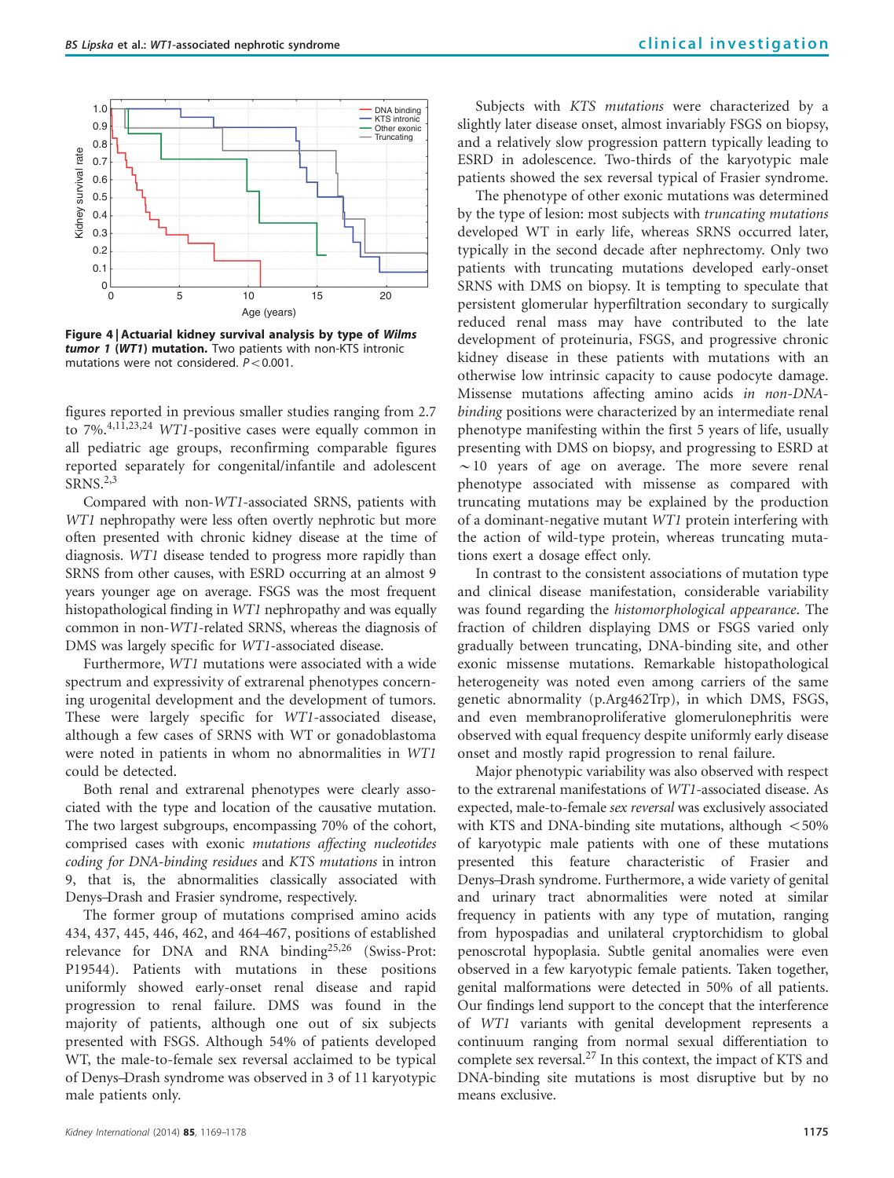**Figure 4 | Actuarial kidney survival analysis by type of *Wilms tumor 1* (*WT1*) mutation.** Two patients with non-KTS intronic mutations were not considered. $P < 0.001$.

figures reported in previous smaller studies ranging from 2.7 to 7%.[4,11,23,24] *WT1*-positive cases were equally common in all pediatric age groups, reconfirming comparable figures reported separately for congenital/infantile and adolescent SRNS.[2,3]

Compared with non-*WT1*-associated SRNS, patients with *WT1* nephropathy were less often overtly nephrotic but more often presented with chronic kidney disease at the time of diagnosis. *WT1* disease tended to progress more rapidly than SRNS from other causes, with ESRD occurring at an almost 9 years younger age on average. FSGS was the most frequent histopathological finding in *WT1* nephropathy and was equally common in non-*WT1*-related SRNS, whereas the diagnosis of DMS was largely specific for *WT1*-associated disease.

Furthermore, *WT1* mutations were associated with a wide spectrum and expressivity of extrarenal phenotypes concerning urogenital development and the development of tumors. These were largely specific for *WT1*-associated disease, although a few cases of SRNS with WT or gonadoblastoma were noted in patients in whom no abnormalities in *WT1* could be detected.

Both renal and extrarenal phenotypes were clearly associated with the type and location of the causative mutation. The two largest subgroups, encompassing 70% of the cohort, comprised cases with exonic *mutations affecting nucleotides coding for DNA-binding residues* and *KTS mutations* in intron 9, that is, the abnormalities classically associated with Denys–Drash and Frasier syndrome, respectively.

The former group of mutations comprised amino acids 434, 437, 445, 446, 462, and 464–467, positions of established relevance for DNA and RNA binding[25,26] (Swiss-Prot: P19544). Patients with mutations in these positions uniformly showed early-onset renal disease and rapid progression to renal failure. DMS was found in the majority of patients, although one out of six subjects presented with FSGS. Although 54% of patients developed WT, the male-to-female sex reversal acclaimed to be typical of Denys–Drash syndrome was observed in 3 of 11 karyotypic male patients only.

Subjects with *KTS mutations* were characterized by a slightly later disease onset, almost invariably FSGS on biopsy, and a relatively slow progression pattern typically leading to ESRD in adolescence. Two-thirds of the karyotypic male patients showed the sex reversal typical of Frasier syndrome.

The phenotype of other exonic mutations was determined by the type of lesion: most subjects with *truncating mutations* developed WT in early life, whereas SRNS occurred later, typically in the second decade after nephrectomy. Only two patients with truncating mutations developed early-onset SRNS with DMS on biopsy. It is tempting to speculate that persistent glomerular hyperfiltration secondary to surgically reduced renal mass may have contributed to the late development of proteinuria, FSGS, and progressive chronic kidney disease in these patients with mutations with an otherwise low intrinsic capacity to cause podocyte damage. Missense mutations affecting amino acids *in non-DNA-binding* positions were characterized by an intermediate renal phenotype manifesting within the first 5 years of life, usually presenting with DMS on biopsy, and progressing to ESRD at ~10 years of age on average. The more severe renal phenotype associated with missense as compared with truncating mutations may be explained by the production of a dominant-negative mutant *WT1* protein interfering with the action of wild-type protein, whereas truncating mutations exert a dosage effect only.

In contrast to the consistent associations of mutation type and clinical disease manifestation, considerable variability was found regarding the *histomorphological appearance*. The fraction of children displaying DMS or FSGS varied only gradually between truncating, DNA-binding site, and other exonic missense mutations. Remarkable histopathological heterogeneity was noted even among carriers of the same genetic abnormality (p.Arg462Trp), in which DMS, FSGS, and even membranoproliferative glomerulonephritis were observed with equal frequency despite uniformly early disease onset and mostly rapid progression to renal failure.

Major phenotypic variability was also observed with respect to the extrarenal manifestations of *WT1*-associated disease. As expected, male-to-female *sex reversal* was exclusively associated with KTS and DNA-binding site mutations, although <50% of karyotypic male patients with one of these mutations presented this feature characteristic of Frasier and Denys–Drash syndrome. Furthermore, a wide variety of genital and urinary tract abnormalities were noted at similar frequency in patients with any type of mutation, ranging from hypospadias and unilateral cryptorchidism to global penoscrotal hypoplasia. Subtle genital anomalies were even observed in a few karyotypic female patients. Taken together, genital malformations were detected in 50% of all patients. Our findings lend support to the concept that the interference of *WT1* variants with genital development represents a continuum ranging from normal sexual differentiation to complete sex reversal.[27] In this context, the impact of KTS and DNA-binding site mutations is most disruptive but by no means exclusive.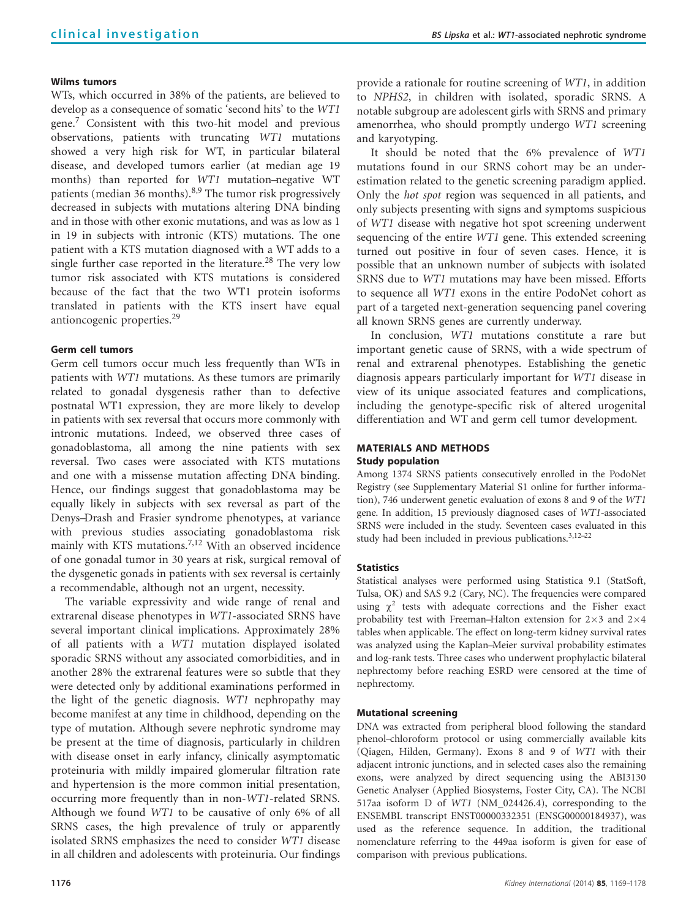### Wilms tumors

WTs, which occurred in 38% of the patients, are believed to develop as a consequence of somatic 'second hits' to the *WT1* gene.[7] Consistent with this two-hit model and previous observations, patients with truncating *WT1* mutations showed a very high risk for WT, in particular bilateral disease, and developed tumors earlier (at median age 19 months) than reported for *WT1* mutation–negative WT patients (median 36 months).[8,9] The tumor risk progressively decreased in subjects with mutations altering DNA binding and in those with other exonic mutations, and was as low as 1 in 19 in subjects with intronic (KTS) mutations. The one patient with a KTS mutation diagnosed with a WT adds to a single further case reported in the literature.[28] The very low tumor risk associated with KTS mutations is considered because of the fact that the two WT1 protein isoforms translated in patients with the KTS insert have equal antioncogenic properties.[29]

### Germ cell tumors

Germ cell tumors occur much less frequently than WTs in patients with *WT1* mutations. As these tumors are primarily related to gonadal dysgenesis rather than to defective postnatal WT1 expression, they are more likely to develop in patients with sex reversal that occurs more commonly with intronic mutations. Indeed, we observed three cases of gonadoblastoma, all among the nine patients with sex reversal. Two cases were associated with KTS mutations and one with a missense mutation affecting DNA binding. Hence, our findings suggest that gonadoblastoma may be equally likely in subjects with sex reversal as part of the Denys–Drash and Frasier syndrome phenotypes, at variance with previous studies associating gonadoblastoma risk mainly with KTS mutations.[7,12] With an observed incidence of one gonadal tumor in 30 years at risk, surgical removal of the dysgenetic gonads in patients with sex reversal is certainly a recommendable, although not an urgent, necessity.

The variable expressivity and wide range of renal and extrarenal disease phenotypes in *WT1*-associated SRNS have several important clinical implications. Approximately 28% of all patients with a *WT1* mutation displayed isolated sporadic SRNS without any associated comorbidities, and in another 28% the extrarenal features were so subtle that they were detected only by additional examinations performed in the light of the genetic diagnosis. *WT1* nephropathy may become manifest at any time in childhood, depending on the type of mutation. Although severe nephrotic syndrome may be present at the time of diagnosis, particularly in children with disease onset in early infancy, clinically asymptomatic proteinuria with mildly impaired glomerular filtration rate and hypertension is the more common initial presentation, occurring more frequently than in non-*WT1*-related SRNS. Although we found *WT1* to be causative of only 6% of all SRNS cases, the high prevalence of truly or apparently isolated SRNS emphasizes the need to consider *WT1* disease in all children and adolescents with proteinuria. Our findings provide a rationale for routine screening of *WT1*, in addition to *NPHS2*, in children with isolated, sporadic SRNS. A notable subgroup are adolescent girls with SRNS and primary amenorrhea, who should promptly undergo *WT1* screening and karyotyping.

It should be noted that the 6% prevalence of *WT1* mutations found in our SRNS cohort may be an underestimation related to the genetic screening paradigm applied. Only the *hot spot* region was sequenced in all patients, and only subjects presenting with signs and symptoms suspicious of *WT1* disease with negative hot spot screening underwent sequencing of the entire *WT1* gene. This extended screening turned out positive in four of seven cases. Hence, it is possible that an unknown number of subjects with isolated SRNS due to *WT1* mutations may have been missed. Efforts to sequence all *WT1* exons in the entire PodoNet cohort as part of a targeted next-generation sequencing panel covering all known SRNS genes are currently underway.

In conclusion, *WT1* mutations constitute a rare but important genetic cause of SRNS, with a wide spectrum of renal and extrarenal phenotypes. Establishing the genetic diagnosis appears particularly important for *WT1* disease in view of its unique associated features and complications, including the genotype-specific risk of altered urogenital differentiation and WT and germ cell tumor development.

## MATERIALS AND METHODS

### Study population

Among 1374 SRNS patients consecutively enrolled in the PodoNet Registry (see Supplementary Material S1 online for further information), 746 underwent genetic evaluation of exons 8 and 9 of the *WT1* gene. In addition, 15 previously diagnosed cases of *WT1*-associated SRNS were included in the study. Seventeen cases evaluated in this study had been included in previous publications.[3,12–22]

### Statistics

Statistical analyses were performed using Statistica 9.1 (StatSoft, Tulsa, OK) and SAS 9.2 (Cary, NC). The frequencies were compared using $\chi^2$ tests with adequate corrections and the Fisher exact probability test with Freeman–Halton extension for $2 \times 3$ and $2 \times 4$ tables when applicable. The effect on long-term kidney survival rates was analyzed using the Kaplan–Meier survival probability estimates and log-rank tests. Three cases who underwent prophylactic bilateral nephrectomy before reaching ESRD were censored at the time of nephrectomy.

### Mutational screening

DNA was extracted from peripheral blood following the standard phenol–chloroform protocol or using commercially available kits (Qiagen, Hilden, Germany). Exons 8 and 9 of *WT1* with their adjacent intronic junctions, and in selected cases also the remaining exons, were analyzed by direct sequencing using the ABI3130 Genetic Analyser (Applied Biosystems, Foster City, CA). The NCBI 517aa isoform D of *WT1* (NM_024426.4), corresponding to the ENSEMBL transcript ENST00000332351 (ENSG00000184937), was used as the reference sequence. In addition, the traditional nomenclature referring to the 449aa isoform is given for ease of comparison with previous publications.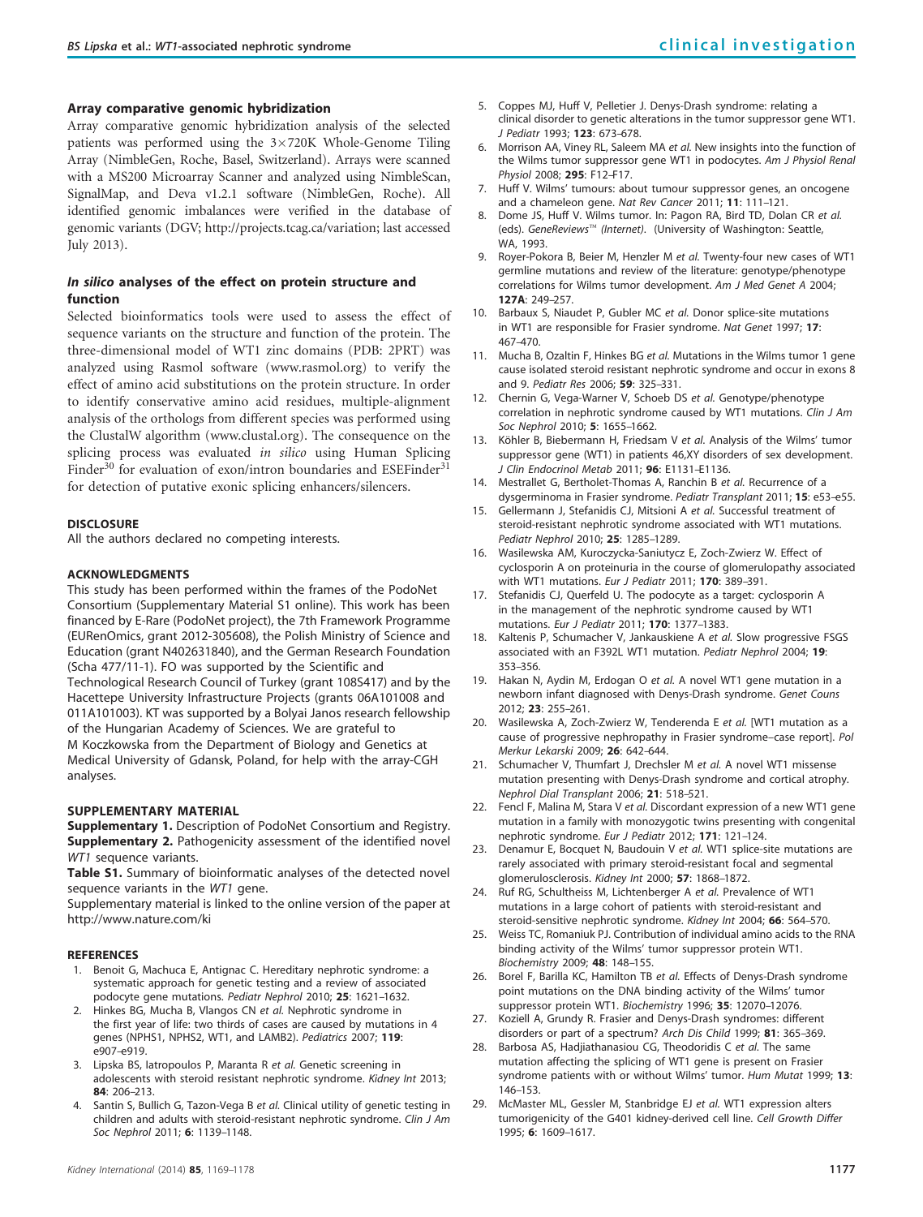### Array comparative genomic hybridization

Array comparative genomic hybridization analysis of the selected patients was performed using the 3×720K Whole-Genome Tiling Array (NimbleGen, Roche, Basel, Switzerland). Arrays were scanned with a MS200 Microarray Scanner and analyzed using NimbleScan, SignalMap, and Deva v1.2.1 software (NimbleGen, Roche). All identified genomic imbalances were verified in the database of genomic variants (DGV; http://projects.tcag.ca/variation; last accessed July 2013).

### *In silico* analyses of the effect on protein structure and function

Selected bioinformatics tools were used to assess the effect of sequence variants on the structure and function of the protein. The three-dimensional model of WT1 zinc domains (PDB: 2PRT) was analyzed using Rasmol software (www.rasmol.org) to verify the effect of amino acid substitutions on the protein structure. In order to identify conservative amino acid residues, multiple-alignment analysis of the orthologs from different species was performed using the ClustalW algorithm (www.clustal.org). The consequence on the splicing process was evaluated *in silico* using Human Splicing Finder[30] for evaluation of exon/intron boundaries and ESEFinder[31] for detection of putative exonic splicing enhancers/silencers.

#### DISCLOSURE

All the authors declared no competing interests.

#### ACKNOWLEDGMENTS

This study has been performed within the frames of the PodoNet Consortium (Supplementary Material S1 online). This work has been financed by E-Rare (PodoNet project), the 7th Framework Programme (EURenOmics, grant 2012-305608), the Polish Ministry of Science and Education (grant N402631840), and the German Research Foundation (Scha 477/11-1). FO was supported by the Scientific and Technological Research Council of Turkey (grant 108S417) and by the Hacettepe University Infrastructure Projects (grants 06A101008 and 011A101003). KT was supported by a Bolyai Janos research fellowship of the Hungarian Academy of Sciences. We are grateful to M Koczkowska from the Department of Biology and Genetics at Medical University of Gdansk, Poland, for help with the array-CGH analyses.

#### SUPPLEMENTARY MATERIAL

**Supplementary 1.** Description of PodoNet Consortium and Registry.
**Supplementary 2.** Pathogenicity assessment of the identified novel *WT1* sequence variants.
**Table S1.** Summary of bioinformatic analyses of the detected novel sequence variants in the *WT1* gene.
Supplementary material is linked to the online version of the paper at http://www.nature.com/ki

#### REFERENCES

1. Benoit G, Machuca E, Antignac C. Hereditary nephrotic syndrome: a systematic approach for genetic testing and a review of associated podocyte gene mutations. *Pediatr Nephrol* 2010; **25**: 1621–1632.
2. Hinkes BG, Mucha B, Vlangos CN *et al.* Nephrotic syndrome in the first year of life: two thirds of cases are caused by mutations in 4 genes (NPHS1, NPHS2, WT1, and LAMB2). *Pediatrics* 2007; **119**: e907–e919.
3. Lipska BS, Iatropoulos P, Maranta R *et al.* Genetic screening in adolescents with steroid resistant nephrotic syndrome. *Kidney Int* 2013; **84**: 206–213.
4. Santin S, Bullich G, Tazon-Vega B *et al.* Clinical utility of genetic testing in children and adults with steroid-resistant nephrotic syndrome. *Clin J Am Soc Nephrol* 2011; **6**: 1139–1148.
5. Coppes MJ, Huff V, Pelletier J. Denys-Drash syndrome: relating a clinical disorder to genetic alterations in the tumor suppressor gene WT1. *J Pediatr* 1993; **123**: 673–678.
6. Morrison AA, Viney RL, Saleem MA *et al.* New insights into the function of the Wilms tumor suppressor gene WT1 in podocytes. *Am J Physiol Renal Physiol* 2008; **295**: F12–F17.
7. Huff V. Wilms' tumours: about tumour suppressor genes, an oncogene and a chameleon gene. *Nat Rev Cancer* 2011; **11**: 111–121.
8. Dome JS, Huff V. Wilms tumor. In: Pagon RA, Bird TD, Dolan CR *et al.* (eds). *GeneReviews™ (Internet).* (University of Washington: Seattle, WA, 1993.
9. Royer-Pokora B, Beier M, Henzler M *et al.* Twenty-four new cases of WT1 germline mutations and review of the literature: genotype/phenotype correlations for Wilms tumor development. *Am J Med Genet A* 2004; **127A**: 249–257.
10. Barbaux S, Niaudet P, Gubler MC *et al.* Donor splice-site mutations in WT1 are responsible for Frasier syndrome. *Nat Genet* 1997; **17**: 467–470.
11. Mucha B, Ozaltin F, Hinkes BG *et al.* Mutations in the Wilms tumor 1 gene cause isolated steroid resistant nephrotic syndrome and occur in exons 8 and 9. *Pediatr Res* 2006; **59**: 325–331.
12. Chernin G, Vega-Warner V, Schoeb DS *et al.* Genotype/phenotype correlation in nephrotic syndrome caused by WT1 mutations. *Clin J Am Soc Nephrol* 2010; **5**: 1655–1662.
13. Köhler B, Biebermann H, Friedsam V *et al.* Analysis of the Wilms' tumor suppressor gene (WT1) in patients 46,XY disorders of sex development. *J Clin Endocrinol Metab* 2011; **96**: E1131–E1136.
14. Mestrallet G, Bertholet-Thomas A, Ranchin B *et al.* Recurrence of a dysgerminoma in Frasier syndrome. *Pediatr Transplant* 2011; **15**: e53–e55.
15. Gellermann J, Stefanidis CJ, Mitsioni A *et al.* Successful treatment of steroid-resistant nephrotic syndrome associated with WT1 mutations. *Pediatr Nephrol* 2010; **25**: 1285–1289.
16. Wasilewska AM, Kuroczycka-Saniutycz E, Zoch-Zwierz W. Effect of cyclosporin A on proteinuria in the course of glomerulopathy associated with WT1 mutations. *Eur J Pediatr* 2011; **170**: 389–391.
17. Stefanidis CJ, Querfeld U. The podocyte as a target: cyclosporin A in the management of the nephrotic syndrome caused by WT1 mutations. *Eur J Pediatr* 2011; **170**: 1377–1383.
18. Kaltenis P, Schumacher V, Jankauskiene A *et al.* Slow progressive FSGS associated with an F392L WT1 mutation. *Pediatr Nephrol* 2004; **19**: 353–356.
19. Hakan N, Aydin M, Erdogan O *et al.* A novel WT1 gene mutation in a newborn infant diagnosed with Denys-Drash syndrome. *Genet Couns* 2012; **23**: 255–261.
20. Wasilewska A, Zoch-Zwierz W, Tenderenda E *et al.* [WT1 mutation as a cause of progressive nephropathy in Frasier syndrome–case report]. *Pol Merkur Lekarski* 2009; **26**: 642–644.
21. Schumacher V, Thumfart J, Drechsler M *et al.* A novel WT1 missense mutation presenting with Denys-Drash syndrome and cortical atrophy. *Nephrol Dial Transplant* 2006; **21**: 518–521.
22. Fencl F, Malina M, Stara V *et al.* Discordant expression of a new WT1 gene mutation in a family with monozygotic twins presenting with congenital nephrotic syndrome. *Eur J Pediatr* 2012; **171**: 121–124.
23. Denamur E, Bocquet N, Baudouin V *et al.* WT1 splice-site mutations are rarely associated with primary steroid-resistant focal and segmental glomerulosclerosis. *Kidney Int* 2000; **57**: 1868–1872.
24. Ruf RG, Schultheiss M, Lichtenberger A *et al.* Prevalence of WT1 mutations in a large cohort of patients with steroid-resistant and steroid-sensitive nephrotic syndrome. *Kidney Int* 2004; **66**: 564–570.
25. Weiss TC, Romaniuk PJ. Contribution of individual amino acids to the RNA binding activity of the Wilms' tumor suppressor protein WT1. *Biochemistry* 2009; **48**: 148–155.
26. Borel F, Barilla KC, Hamilton TB *et al.* Effects of Denys-Drash syndrome point mutations on the DNA binding activity of the Wilms' tumor suppressor protein WT1. *Biochemistry* 1996; **35**: 12070–12076.
27. Koziell A, Grundy R. Frasier and Denys-Drash syndromes: different disorders or part of a spectrum? *Arch Dis Child* 1999; **81**: 365–369.
28. Barbosa AS, Hadjiathanasiou CG, Theodoridis C *et al.* The same mutation affecting the splicing of WT1 gene is present on Frasier syndrome patients with or without Wilms' tumor. *Hum Mutat* 1999; **13**: 146–153.
29. McMaster ML, Gessler M, Stanbridge EJ *et al.* WT1 expression alters tumorigenicity of the G401 kidney-derived cell line. *Cell Growth Differ* 1995; **6**: 1609–1617.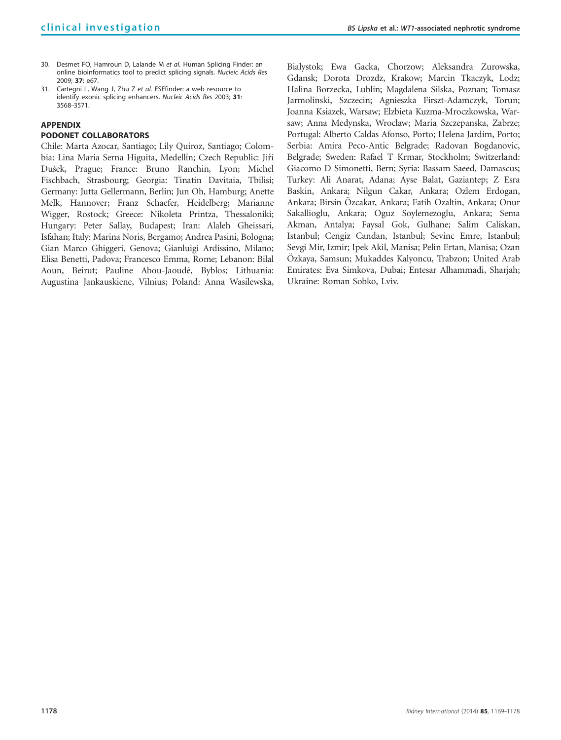30. Desmet FO, Hamroun D, Lalande M *et al.* Human Splicing Finder: an online bioinformatics tool to predict splicing signals. *Nucleic Acids Res* 2009; **37**: e67.
31. Cartegni L, Wang J, Zhu Z *et al.* ESEfinder: a web resource to identify exonic splicing enhancers. *Nucleic Acids Res* 2003; **31**: 3568–3571.

## APPENDIX

### PODONET COLLABORATORS

Chile: Marta Azocar, Santiago; Lily Quiroz, Santiago; Colombia: Lina Maria Serna Higuita, Medellín; Czech Republic: Jiří Dušek, Prague; France: Bruno Ranchin, Lyon; Michel Fischbach, Strasbourg; Georgia: Tinatin Davitaia, Tbilisi; Germany: Jutta Gellermann, Berlin; Jun Oh, Hamburg; Anette Melk, Hannover; Franz Schaefer, Heidelberg; Marianne Wigger, Rostock; Greece: Nikoleta Printza, Thessaloniki; Hungary: Peter Sallay, Budapest; Iran: Alaleh Gheissari, Isfahan; Italy: Marina Noris, Bergamo; Andrea Pasini, Bologna; Gian Marco Ghiggeri, Genova; Gianluigi Ardissino, Milano; Elisa Benetti, Padova; Francesco Emma, Rome; Lebanon: Bilal Aoun, Beirut; Pauline Abou-Jaoudé, Byblos; Lithuania: Augustina Jankauskiene, Vilnius; Poland: Anna Wasilewska, Bialystok; Ewa Gacka, Chorzow; Aleksandra Zurowska, Gdansk; Dorota Drozdz, Krakow; Marcin Tkaczyk, Lodz; Halina Borzecka, Lublin; Magdalena Silska, Poznan; Tomasz Jarmolinski, Szczecin; Agnieszka Firszt-Adamczyk, Torun; Joanna Ksiazek, Warsaw; Elzbieta Kuzma-Mroczkowska, Warsaw; Anna Medynska, Wroclaw; Maria Szczepanska, Zabrze; Portugal: Alberto Caldas Afonso, Porto; Helena Jardim, Porto; Serbia: Amira Peco-Antic Belgrade; Radovan Bogdanovic, Belgrade; Sweden: Rafael T Krmar, Stockholm; Switzerland: Giacomo D Simonetti, Bern; Syria: Bassam Saeed, Damascus; Turkey: Ali Anarat, Adana; Ayse Balat, Gaziantep; Z Esra Baskin, Ankara; Nilgun Cakar, Ankara; Ozlem Erdogan, Ankara; Birsin Özcakar, Ankara; Fatih Ozaltin, Ankara; Onur Sakallioglu, Ankara; Oguz Soylemezoglu, Ankara; Sema Akman, Antalya; Faysal Gok, Gulhane; Salim Caliskan, Istanbul; Cengiz Candan, Istanbul; Sevinc Emre, Istanbul; Sevgi Mir, Izmir; Ipek Akil, Manisa; Pelin Ertan, Manisa; Ozan Özkaya, Samsun; Mukaddes Kalyoncu, Trabzon; United Arab Emirates: Eva Simkova, Dubai; Entesar Alhammadi, Sharjah; Ukraine: Roman Sobko, Lviv.